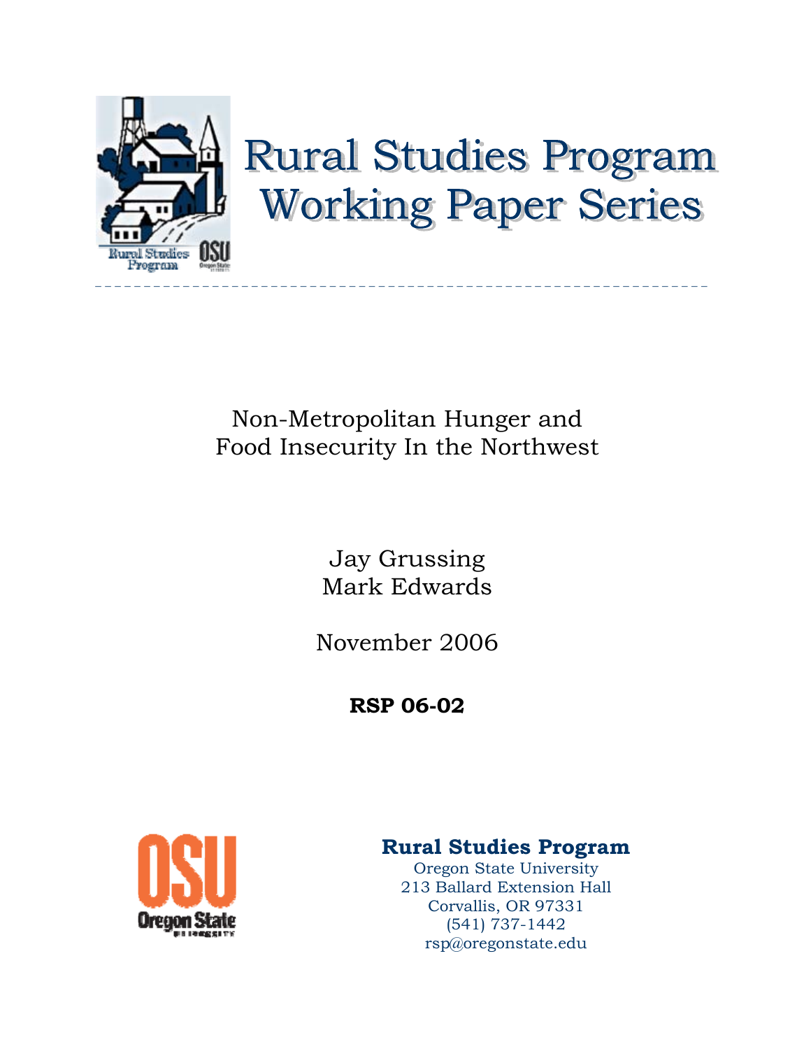# Rural Studies Program Working Paper Series

---

## Non-Metropolitan Hunger and Food Insecurity In the Northwest

Jay Grussing
Mark Edwards

November 2006

**RSP 06-02**

**Rural Studies Program**
Oregon State University
213 Ballard Extension Hall
Corvallis, OR 97331
(541) 737-1442
rsp@oregonstate.edu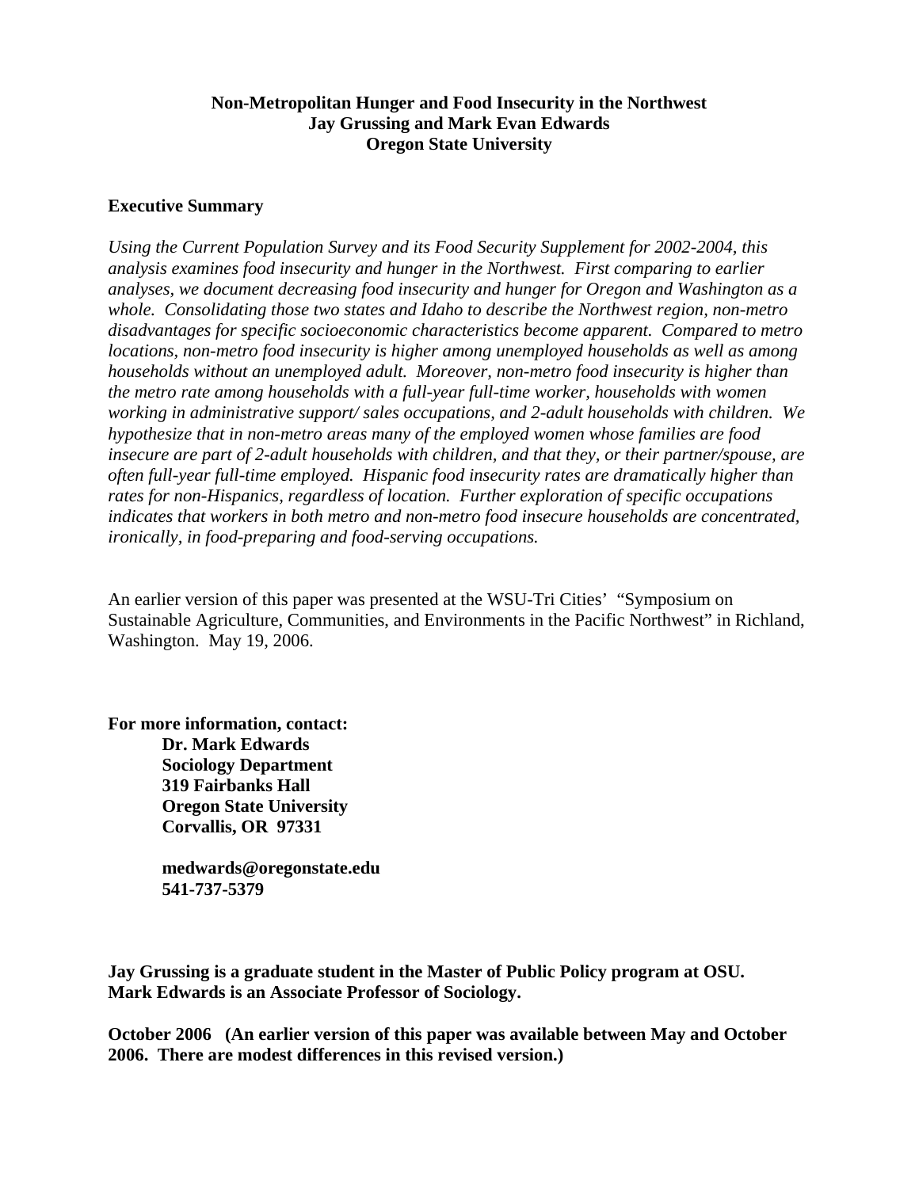**Non-Metropolitan Hunger and Food Insecurity in the Northwest**
**Jay Grussing and Mark Evan Edwards**
**Oregon State University**

**Executive Summary**

*Using the Current Population Survey and its Food Security Supplement for 2002-2004, this analysis examines food insecurity and hunger in the Northwest. First comparing to earlier analyses, we document decreasing food insecurity and hunger for Oregon and Washington as a whole. Consolidating those two states and Idaho to describe the Northwest region, non-metro disadvantages for specific socioeconomic characteristics become apparent. Compared to metro locations, non-metro food insecurity is higher among unemployed households as well as among households without an unemployed adult. Moreover, non-metro food insecurity is higher than the metro rate among households with a full-year full-time worker, households with women working in administrative support/ sales occupations, and 2-adult households with children. We hypothesize that in non-metro areas many of the employed women whose families are food insecure are part of 2-adult households with children, and that they, or their partner/spouse, are often full-year full-time employed. Hispanic food insecurity rates are dramatically higher than rates for non-Hispanics, regardless of location. Further exploration of specific occupations indicates that workers in both metro and non-metro food insecure households are concentrated, ironically, in food-preparing and food-serving occupations.*

An earlier version of this paper was presented at the WSU-Tri Cities' "Symposium on Sustainable Agriculture, Communities, and Environments in the Pacific Northwest" in Richland, Washington. May 19, 2006.

**For more information, contact:**
**Dr. Mark Edwards**
**Sociology Department**
**319 Fairbanks Hall**
**Oregon State University**
**Corvallis, OR 97331**

**medwards@oregonstate.edu**
**541-737-5379**

**Jay Grussing is a graduate student in the Master of Public Policy program at OSU.**
**Mark Edwards is an Associate Professor of Sociology.**

**October 2006 (An earlier version of this paper was available between May and October 2006. There are modest differences in this revised version.)**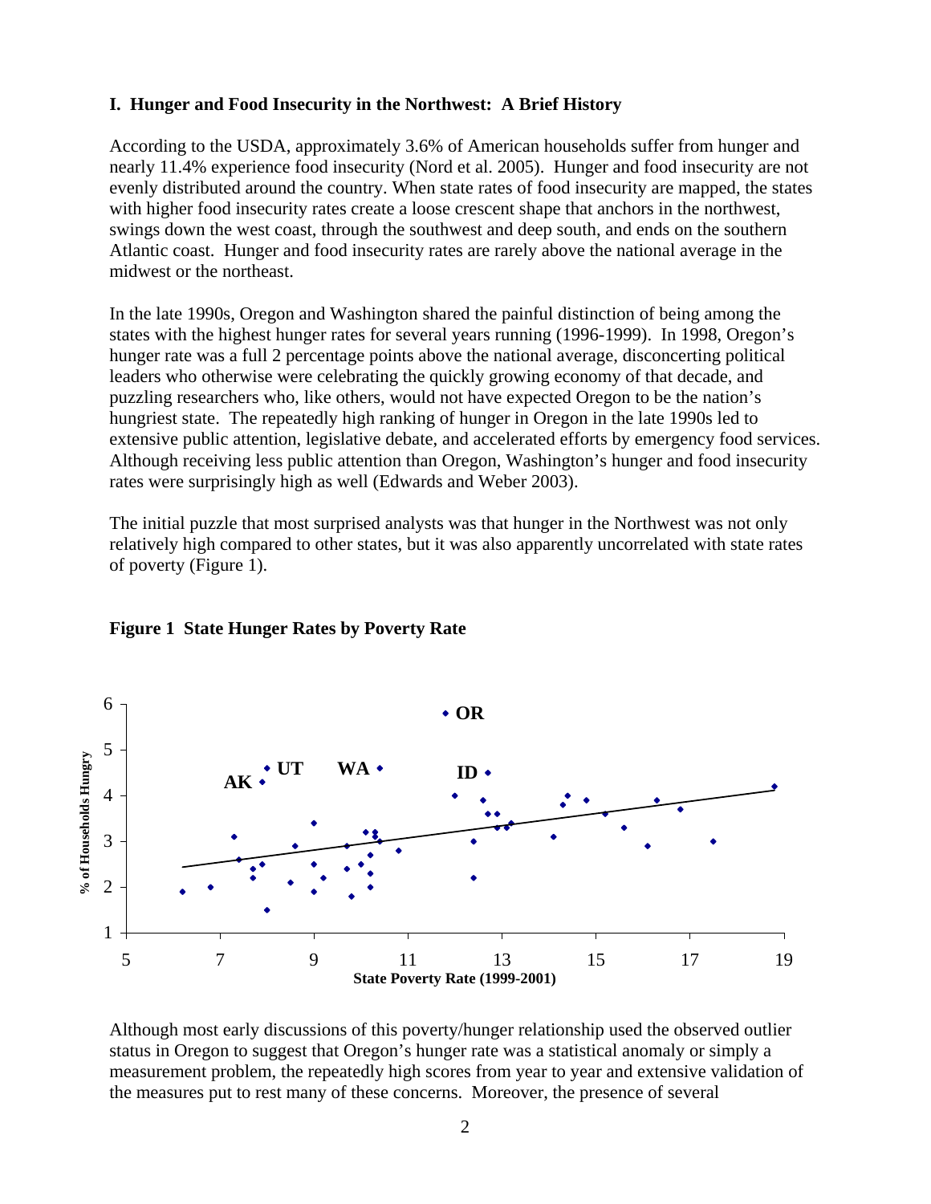## I. Hunger and Food Insecurity in the Northwest: A Brief History

According to the USDA, approximately 3.6% of American households suffer from hunger and nearly 11.4% experience food insecurity (Nord et al. 2005). Hunger and food insecurity are not evenly distributed around the country. When state rates of food insecurity are mapped, the states with higher food insecurity rates create a loose crescent shape that anchors in the northwest, swings down the west coast, through the southwest and deep south, and ends on the southern Atlantic coast. Hunger and food insecurity rates are rarely above the national average in the midwest or the northeast.

In the late 1990s, Oregon and Washington shared the painful distinction of being among the states with the highest hunger rates for several years running (1996-1999). In 1998, Oregon's hunger rate was a full 2 percentage points above the national average, disconcerting political leaders who otherwise were celebrating the quickly growing economy of that decade, and puzzling researchers who, like others, would not have expected Oregon to be the nation's hungriest state. The repeatedly high ranking of hunger in Oregon in the late 1990s led to extensive public attention, legislative debate, and accelerated efforts by emergency food services. Although receiving less public attention than Oregon, Washington's hunger and food insecurity rates were surprisingly high as well (Edwards and Weber 2003).

The initial puzzle that most surprised analysts was that hunger in the Northwest was not only relatively high compared to other states, but it was also apparently uncorrelated with state rates of poverty (Figure 1).

**Figure 1 State Hunger Rates by Poverty Rate**

Although most early discussions of this poverty/hunger relationship used the observed outlier status in Oregon to suggest that Oregon's hunger rate was a statistical anomaly or simply a measurement problem, the repeatedly high scores from year to year and extensive validation of the measures put to rest many of these concerns. Moreover, the presence of several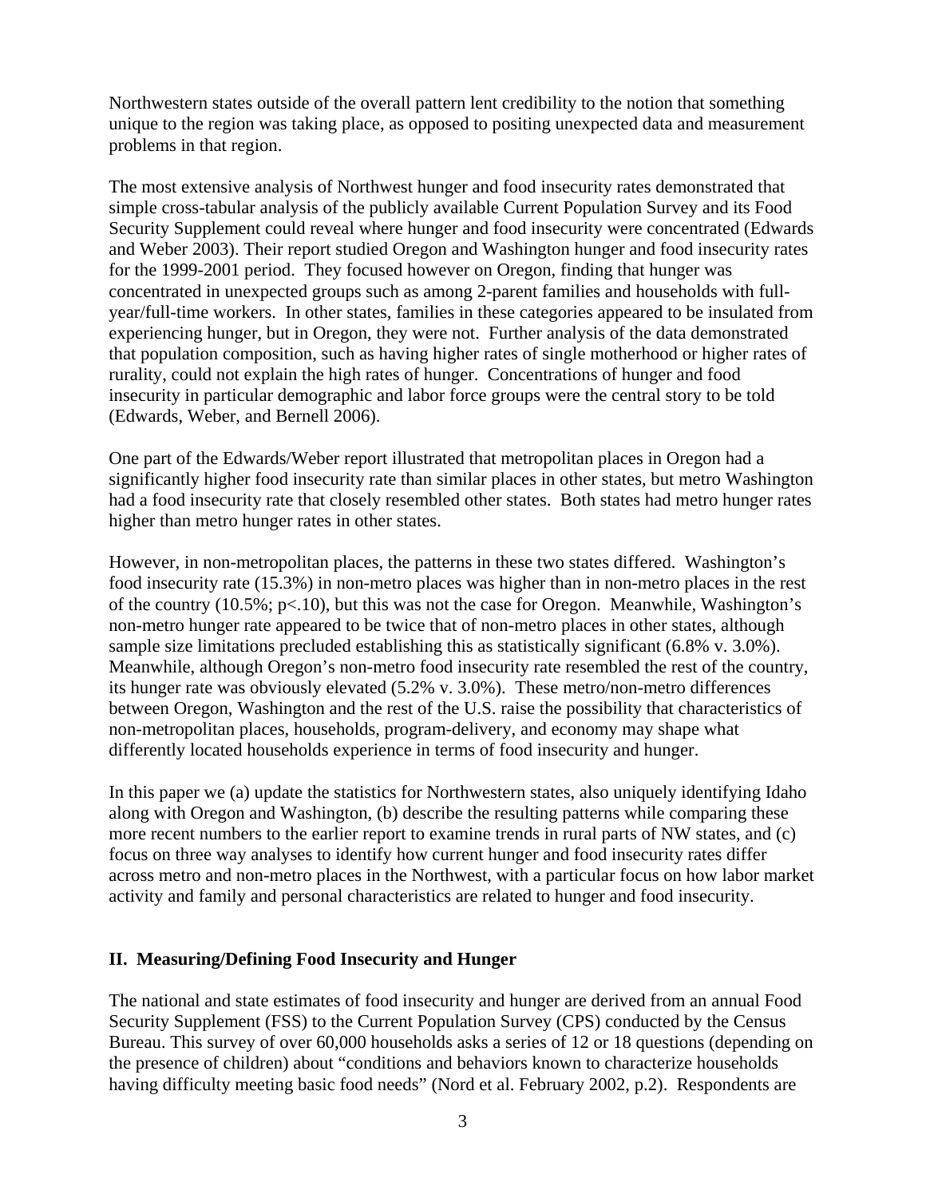Northwestern states outside of the overall pattern lent credibility to the notion that something unique to the region was taking place, as opposed to positing unexpected data and measurement problems in that region.

The most extensive analysis of Northwest hunger and food insecurity rates demonstrated that simple cross-tabular analysis of the publicly available Current Population Survey and its Food Security Supplement could reveal where hunger and food insecurity were concentrated (Edwards and Weber 2003). Their report studied Oregon and Washington hunger and food insecurity rates for the 1999-2001 period. They focused however on Oregon, finding that hunger was concentrated in unexpected groups such as among 2-parent families and households with full-year/full-time workers. In other states, families in these categories appeared to be insulated from experiencing hunger, but in Oregon, they were not. Further analysis of the data demonstrated that population composition, such as having higher rates of single motherhood or higher rates of rurality, could not explain the high rates of hunger. Concentrations of hunger and food insecurity in particular demographic and labor force groups were the central story to be told (Edwards, Weber, and Bernell 2006).

One part of the Edwards/Weber report illustrated that metropolitan places in Oregon had a significantly higher food insecurity rate than similar places in other states, but metro Washington had a food insecurity rate that closely resembled other states. Both states had metro hunger rates higher than metro hunger rates in other states.

However, in non-metropolitan places, the patterns in these two states differed. Washington's food insecurity rate (15.3%) in non-metro places was higher than in non-metro places in the rest of the country (10.5%; $p<.10$), but this was not the case for Oregon. Meanwhile, Washington's non-metro hunger rate appeared to be twice that of non-metro places in other states, although sample size limitations precluded establishing this as statistically significant (6.8% v. 3.0%). Meanwhile, although Oregon's non-metro food insecurity rate resembled the rest of the country, its hunger rate was obviously elevated (5.2% v. 3.0%). These metro/non-metro differences between Oregon, Washington and the rest of the U.S. raise the possibility that characteristics of non-metropolitan places, households, program-delivery, and economy may shape what differently located households experience in terms of food insecurity and hunger.

In this paper we (a) update the statistics for Northwestern states, also uniquely identifying Idaho along with Oregon and Washington, (b) describe the resulting patterns while comparing these more recent numbers to the earlier report to examine trends in rural parts of NW states, and (c) focus on three way analyses to identify how current hunger and food insecurity rates differ across metro and non-metro places in the Northwest, with a particular focus on how labor market activity and family and personal characteristics are related to hunger and food insecurity.

## II. Measuring/Defining Food Insecurity and Hunger

The national and state estimates of food insecurity and hunger are derived from an annual Food Security Supplement (FSS) to the Current Population Survey (CPS) conducted by the Census Bureau. This survey of over 60,000 households asks a series of 12 or 18 questions (depending on the presence of children) about "conditions and behaviors known to characterize households having difficulty meeting basic food needs" (Nord et al. February 2002, p.2). Respondents are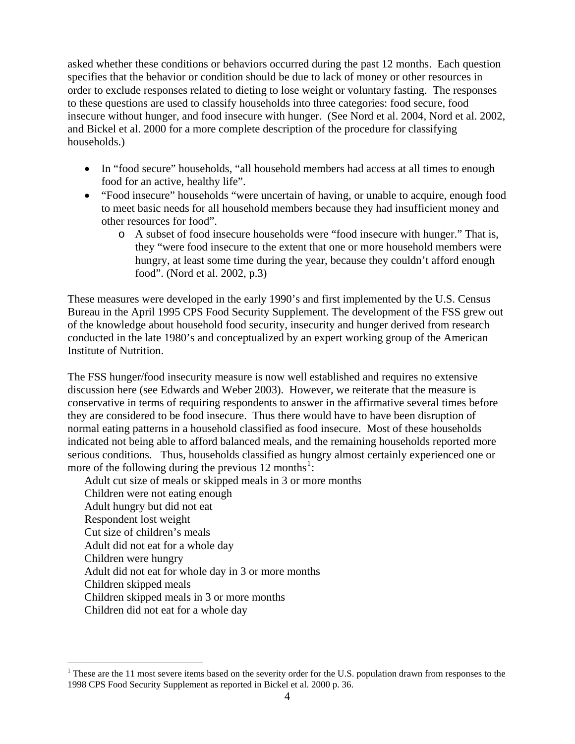asked whether these conditions or behaviors occurred during the past 12 months. Each question specifies that the behavior or condition should be due to lack of money or other resources in order to exclude responses related to dieting to lose weight or voluntary fasting. The responses to these questions are used to classify households into three categories: food secure, food insecure without hunger, and food insecure with hunger. (See Nord et al. 2004, Nord et al. 2002, and Bickel et al. 2000 for a more complete description of the procedure for classifying households.)

- In "food secure" households, "all household members had access at all times to enough food for an active, healthy life".
- "Food insecure" households "were uncertain of having, or unable to acquire, enough food to meet basic needs for all household members because they had insufficient money and other resources for food".
  - A subset of food insecure households were "food insecure with hunger." That is, they "were food insecure to the extent that one or more household members were hungry, at least some time during the year, because they couldn't afford enough food". (Nord et al. 2002, p.3)

These measures were developed in the early 1990's and first implemented by the U.S. Census Bureau in the April 1995 CPS Food Security Supplement. The development of the FSS grew out of the knowledge about household food security, insecurity and hunger derived from research conducted in the late 1980's and conceptualized by an expert working group of the American Institute of Nutrition.

The FSS hunger/food insecurity measure is now well established and requires no extensive discussion here (see Edwards and Weber 2003). However, we reiterate that the measure is conservative in terms of requiring respondents to answer in the affirmative several times before they are considered to be food insecure. Thus there would have to have been disruption of normal eating patterns in a household classified as food insecure. Most of these households indicated not being able to afford balanced meals, and the remaining households reported more serious conditions. Thus, households classified as hungry almost certainly experienced one or more of the following during the previous 12 months[1]:

Adult cut size of meals or skipped meals in 3 or more months
Children were not eating enough
Adult hungry but did not eat
Respondent lost weight
Cut size of children's meals
Adult did not eat for a whole day
Children were hungry
Adult did not eat for whole day in 3 or more months
Children skipped meals
Children skipped meals in 3 or more months
Children did not eat for a whole day

---

[1] These are the 11 most severe items based on the severity order for the U.S. population drawn from responses to the 1998 CPS Food Security Supplement as reported in Bickel et al. 2000 p. 36.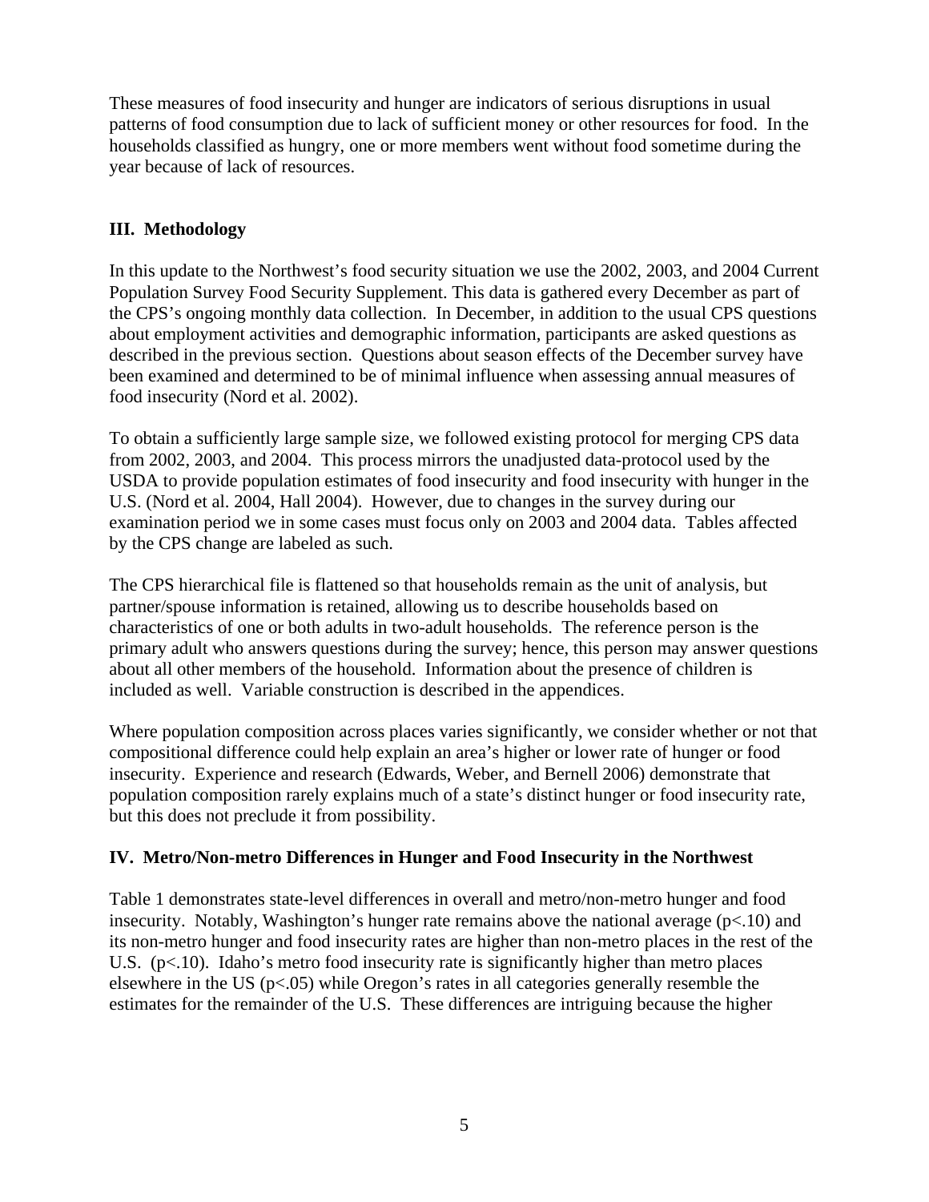These measures of food insecurity and hunger are indicators of serious disruptions in usual patterns of food consumption due to lack of sufficient money or other resources for food. In the households classified as hungry, one or more members went without food sometime during the year because of lack of resources.

## III. Methodology

In this update to the Northwest's food security situation we use the 2002, 2003, and 2004 Current Population Survey Food Security Supplement. This data is gathered every December as part of the CPS's ongoing monthly data collection. In December, in addition to the usual CPS questions about employment activities and demographic information, participants are asked questions as described in the previous section. Questions about season effects of the December survey have been examined and determined to be of minimal influence when assessing annual measures of food insecurity (Nord et al. 2002).

To obtain a sufficiently large sample size, we followed existing protocol for merging CPS data from 2002, 2003, and 2004. This process mirrors the unadjusted data-protocol used by the USDA to provide population estimates of food insecurity and food insecurity with hunger in the U.S. (Nord et al. 2004, Hall 2004). However, due to changes in the survey during our examination period we in some cases must focus only on 2003 and 2004 data. Tables affected by the CPS change are labeled as such.

The CPS hierarchical file is flattened so that households remain as the unit of analysis, but partner/spouse information is retained, allowing us to describe households based on characteristics of one or both adults in two-adult households. The reference person is the primary adult who answers questions during the survey; hence, this person may answer questions about all other members of the household. Information about the presence of children is included as well. Variable construction is described in the appendices.

Where population composition across places varies significantly, we consider whether or not that compositional difference could help explain an area's higher or lower rate of hunger or food insecurity. Experience and research (Edwards, Weber, and Bernell 2006) demonstrate that population composition rarely explains much of a state's distinct hunger or food insecurity rate, but this does not preclude it from possibility.

## IV. Metro/Non-metro Differences in Hunger and Food Insecurity in the Northwest

Table 1 demonstrates state-level differences in overall and metro/non-metro hunger and food insecurity. Notably, Washington's hunger rate remains above the national average ($p<.10$) and its non-metro hunger and food insecurity rates are higher than non-metro places in the rest of the U.S. ($p<.10$). Idaho's metro food insecurity rate is significantly higher than metro places elsewhere in the US ($p<.05$) while Oregon's rates in all categories generally resemble the estimates for the remainder of the U.S. These differences are intriguing because the higher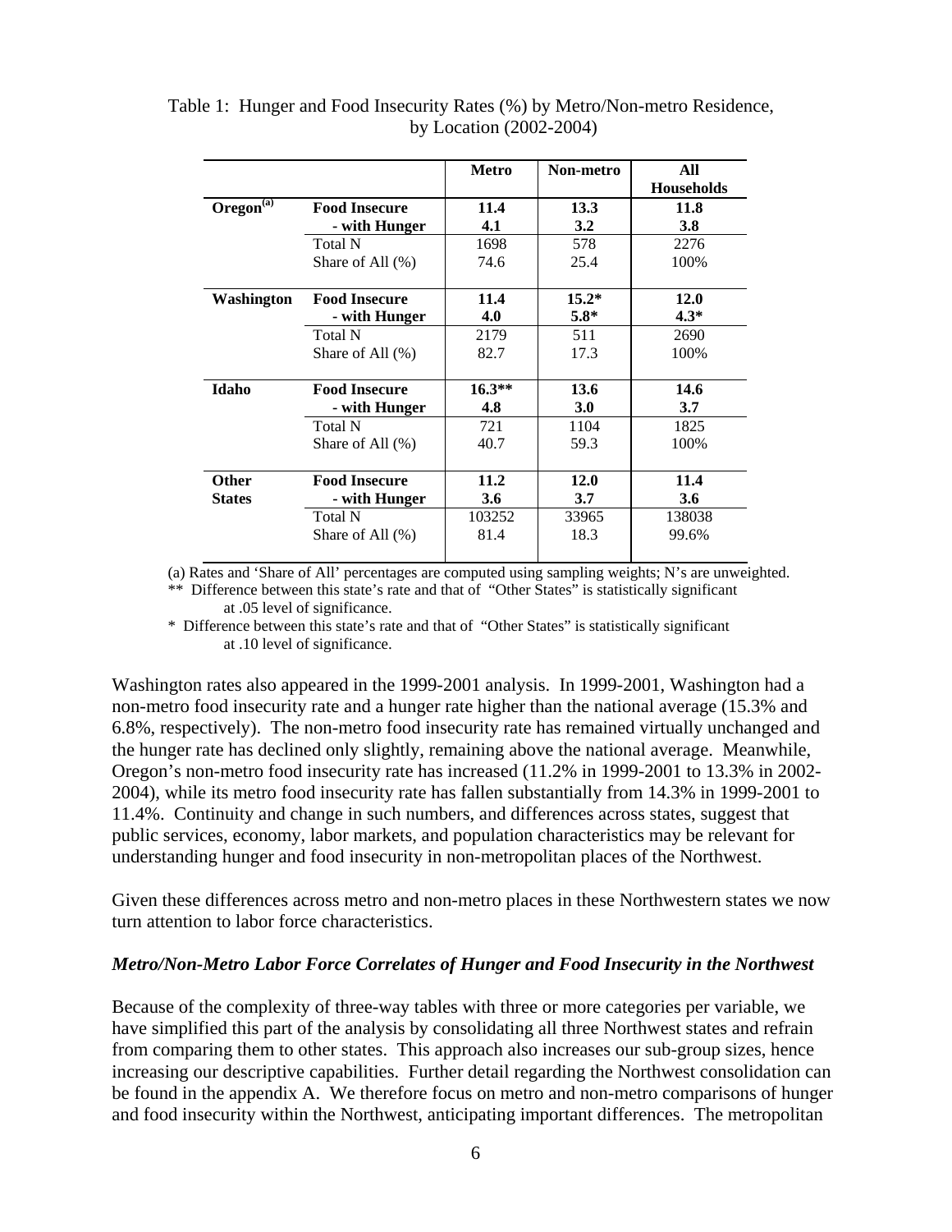Table 1: Hunger and Food Insecurity Rates (%) by Metro/Non-metro Residence, by Location (2002-2004)

| | | Metro | Non-metro | All Households |
|---|---|---|---|---|
| **Oregon[(a)]** | **Food Insecure** | **11.4** | **13.3** | **11.8** |
| | **- with Hunger** | **4.1** | **3.2** | **3.8** |
| | Total N | 1698 | 578 | 2276 |
| | Share of All (%) | 74.6 | 25.4 | 100% |
| **Washington** | **Food Insecure** | **11.4** | **15.2*** | **12.0** |
| | **- with Hunger** | **4.0** | **5.8*** | **4.3*** |
| | Total N | 2179 | 511 | 2690 |
| | Share of All (%) | 82.7 | 17.3 | 100% |
| **Idaho** | **Food Insecure** | **16.3**** | **13.6** | **14.6** |
| | **- with Hunger** | **4.8** | **3.0** | **3.7** |
| | Total N | 721 | 1104 | 1825 |
| | Share of All (%) | 40.7 | 59.3 | 100% |
| **Other States** | **Food Insecure** | **11.2** | **12.0** | **11.4** |
| | **- with Hunger** | **3.6** | **3.7** | **3.6** |
| | Total N | 103252 | 33965 | 138038 |
| | Share of All (%) | 81.4 | 18.3 | 99.6% |

(a) Rates and 'Share of All' percentages are computed using sampling weights; N's are unweighted.

** Difference between this state's rate and that of "Other States" is statistically significant at .05 level of significance.

* Difference between this state's rate and that of "Other States" is statistically significant at .10 level of significance.

Washington rates also appeared in the 1999-2001 analysis. In 1999-2001, Washington had a non-metro food insecurity rate and a hunger rate higher than the national average (15.3% and 6.8%, respectively). The non-metro food insecurity rate has remained virtually unchanged and the hunger rate has declined only slightly, remaining above the national average. Meanwhile, Oregon's non-metro food insecurity rate has increased (11.2% in 1999-2001 to 13.3% in 2002-2004), while its metro food insecurity rate has fallen substantially from 14.3% in 1999-2001 to 11.4%. Continuity and change in such numbers, and differences across states, suggest that public services, economy, labor markets, and population characteristics may be relevant for understanding hunger and food insecurity in non-metropolitan places of the Northwest.

Given these differences across metro and non-metro places in these Northwestern states we now turn attention to labor force characteristics.

### *Metro/Non-Metro Labor Force Correlates of Hunger and Food Insecurity in the Northwest*

Because of the complexity of three-way tables with three or more categories per variable, we have simplified this part of the analysis by consolidating all three Northwest states and refrain from comparing them to other states. This approach also increases our sub-group sizes, hence increasing our descriptive capabilities. Further detail regarding the Northwest consolidation can be found in the appendix A. We therefore focus on metro and non-metro comparisons of hunger and food insecurity within the Northwest, anticipating important differences. The metropolitan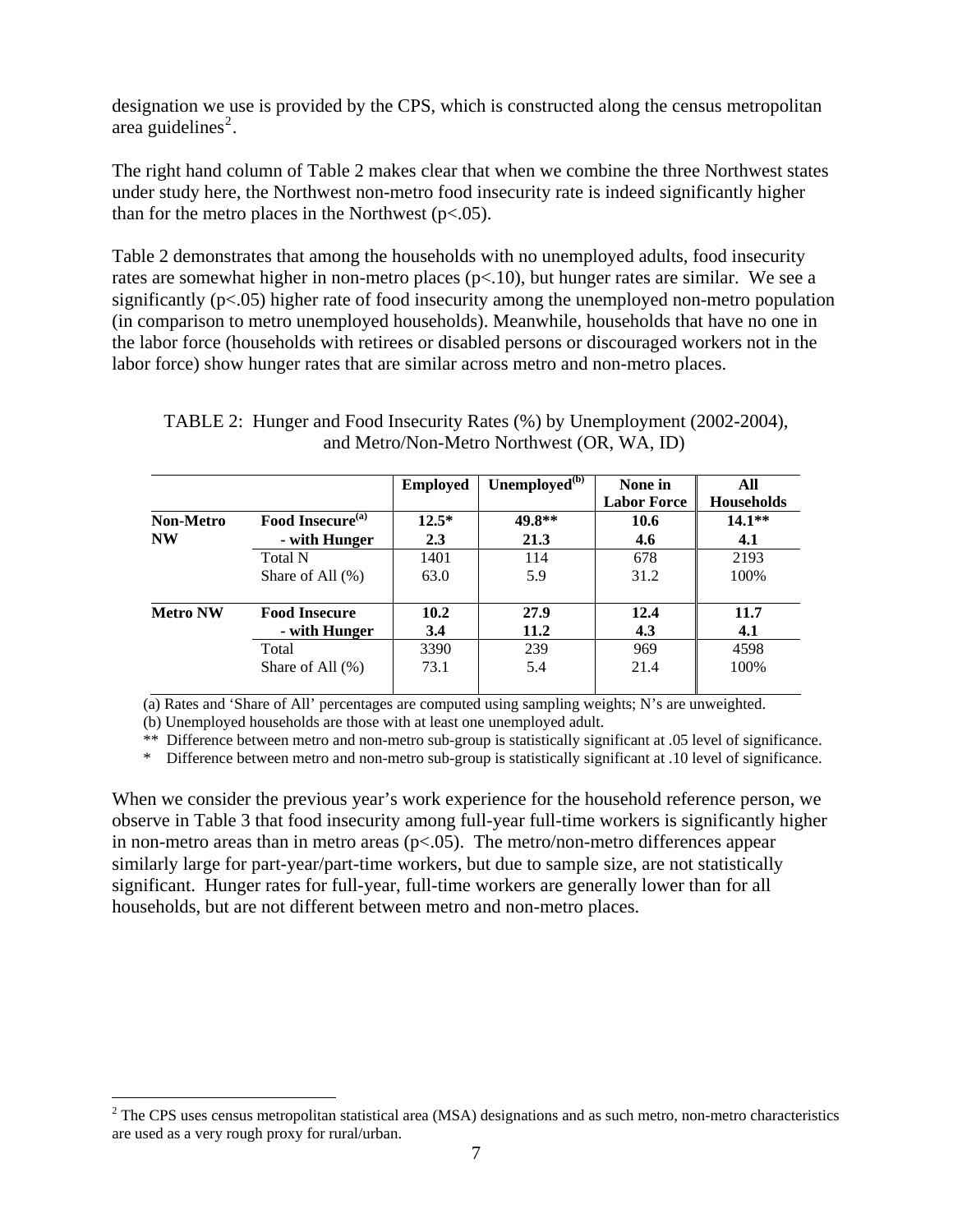designation we use is provided by the CPS, which is constructed along the census metropolitan area guidelines[2].

The right hand column of Table 2 makes clear that when we combine the three Northwest states under study here, the Northwest non-metro food insecurity rate is indeed significantly higher than for the metro places in the Northwest ($p<.05$).

Table 2 demonstrates that among the households with no unemployed adults, food insecurity rates are somewhat higher in non-metro places ($p<.10$), but hunger rates are similar. We see a significantly ($p<.05$) higher rate of food insecurity among the unemployed non-metro population (in comparison to metro unemployed households). Meanwhile, households that have no one in the labor force (households with retirees or disabled persons or discouraged workers not in the labor force) show hunger rates that are similar across metro and non-metro places.

TABLE 2: Hunger and Food Insecurity Rates (%) by Unemployment (2002-2004), and Metro/Non-Metro Northwest (OR, WA, ID)

| | | Employed | Unemployed[b] | None in Labor Force | All Households |
|---|---|---|---|---|---|
| **Non-Metro NW** | **Food Insecure[a]** | **12.5*** | **49.8**** | **10.6** | **14.1**** |
| | **- with Hunger** | **2.3** | **21.3** | **4.6** | **4.1** |
| | Total N | 1401 | 114 | 678 | 2193 |
| | Share of All (%) | 63.0 | 5.9 | 31.2 | 100% |
| **Metro NW** | **Food Insecure** | **10.2** | **27.9** | **12.4** | **11.7** |
| | **- with Hunger** | **3.4** | **11.2** | **4.3** | **4.1** |
| | Total | 3390 | 239 | 969 | 4598 |
| | Share of All (%) | 73.1 | 5.4 | 21.4 | 100% |

(a) Rates and 'Share of All' percentages are computed using sampling weights; N's are unweighted.

(b) Unemployed households are those with at least one unemployed adult.

** Difference between metro and non-metro sub-group is statistically significant at .05 level of significance.

* Difference between metro and non-metro sub-group is statistically significant at .10 level of significance.

When we consider the previous year's work experience for the household reference person, we observe in Table 3 that food insecurity among full-year full-time workers is significantly higher in non-metro areas than in metro areas ($p<.05$). The metro/non-metro differences appear similarly large for part-year/part-time workers, but due to sample size, are not statistically significant. Hunger rates for full-year, full-time workers are generally lower than for all households, but are not different between metro and non-metro places.

[2] The CPS uses census metropolitan statistical area (MSA) designations and as such metro, non-metro characteristics are used as a very rough proxy for rural/urban.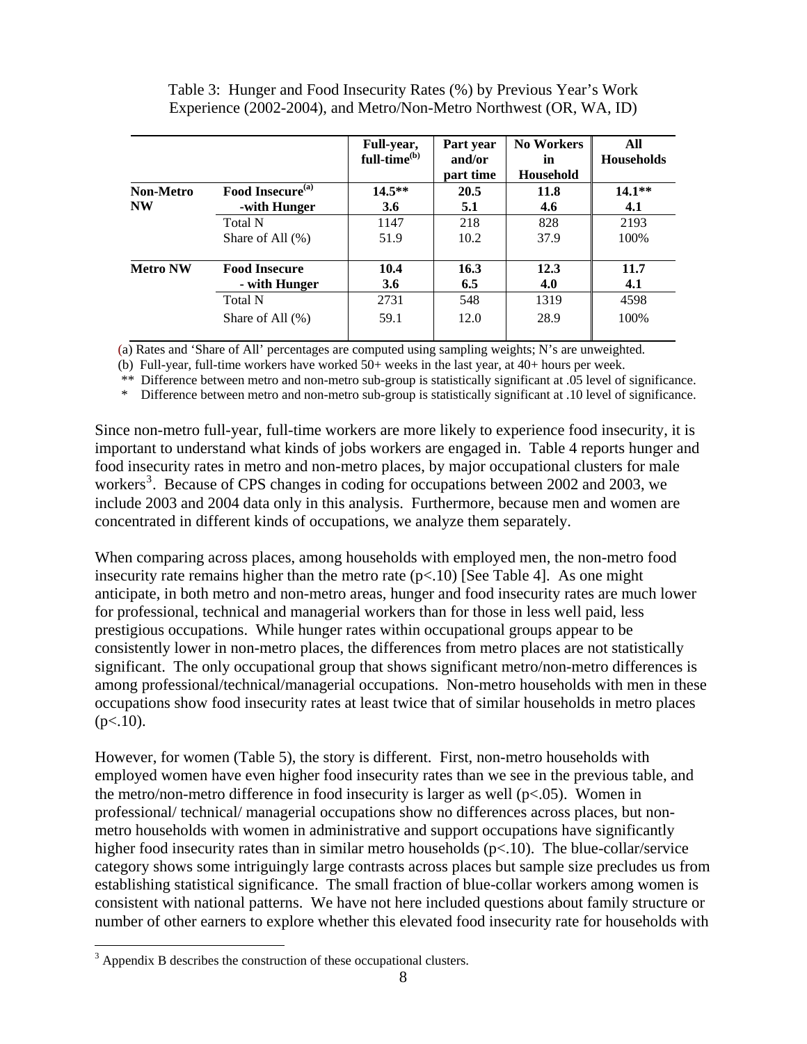Table 3: Hunger and Food Insecurity Rates (%) by Previous Year's Work Experience (2002-2004), and Metro/Non-Metro Northwest (OR, WA, ID)

| | | Full-year, full-time[(b)] | Part year and/or part time | No Workers in Household | All Households |
|---|---|---|---|---|---|
| **Non-Metro NW** | **Food Insecure[(a)]** | **14.5**** | **20.5** | **11.8** | **14.1**** |
| | **-with Hunger** | **3.6** | **5.1** | **4.6** | **4.1** |
| | Total N | 1147 | 218 | 828 | 2193 |
| | Share of All (%) | 51.9 | 10.2 | 37.9 | 100% |
| **Metro NW** | **Food Insecure** | **10.4** | **16.3** | **12.3** | **11.7** |
| | **- with Hunger** | **3.6** | **6.5** | **4.0** | **4.1** |
| | Total N | 2731 | 548 | 1319 | 4598 |
| | Share of All (%) | 59.1 | 12.0 | 28.9 | 100% |

(a) Rates and 'Share of All' percentages are computed using sampling weights; N's are unweighted.

(b) Full-year, full-time workers have worked 50+ weeks in the last year, at 40+ hours per week.

** Difference between metro and non-metro sub-group is statistically significant at .05 level of significance.

* Difference between metro and non-metro sub-group is statistically significant at .10 level of significance.

Since non-metro full-year, full-time workers are more likely to experience food insecurity, it is important to understand what kinds of jobs workers are engaged in. Table 4 reports hunger and food insecurity rates in metro and non-metro places, by major occupational clusters for male workers[3]. Because of CPS changes in coding for occupations between 2002 and 2003, we include 2003 and 2004 data only in this analysis. Furthermore, because men and women are concentrated in different kinds of occupations, we analyze them separately.

When comparing across places, among households with employed men, the non-metro food insecurity rate remains higher than the metro rate ($p<.10$) [See Table 4]. As one might anticipate, in both metro and non-metro areas, hunger and food insecurity rates are much lower for professional, technical and managerial workers than for those in less well paid, less prestigious occupations. While hunger rates within occupational groups appear to be consistently lower in non-metro places, the differences from metro places are not statistically significant. The only occupational group that shows significant metro/non-metro differences is among professional/technical/managerial occupations. Non-metro households with men in these occupations show food insecurity rates at least twice that of similar households in metro places ($p<.10$).

However, for women (Table 5), the story is different. First, non-metro households with employed women have even higher food insecurity rates than we see in the previous table, and the metro/non-metro difference in food insecurity is larger as well ($p<.05$). Women in professional/ technical/ managerial occupations show no differences across places, but non-metro households with women in administrative and support occupations have significantly higher food insecurity rates than in similar metro households ($p<.10$). The blue-collar/service category shows some intriguingly large contrasts across places but sample size precludes us from establishing statistical significance. The small fraction of blue-collar workers among women is consistent with national patterns. We have not here included questions about family structure or number of other earners to explore whether this elevated food insecurity rate for households with

[3] Appendix B describes the construction of these occupational clusters.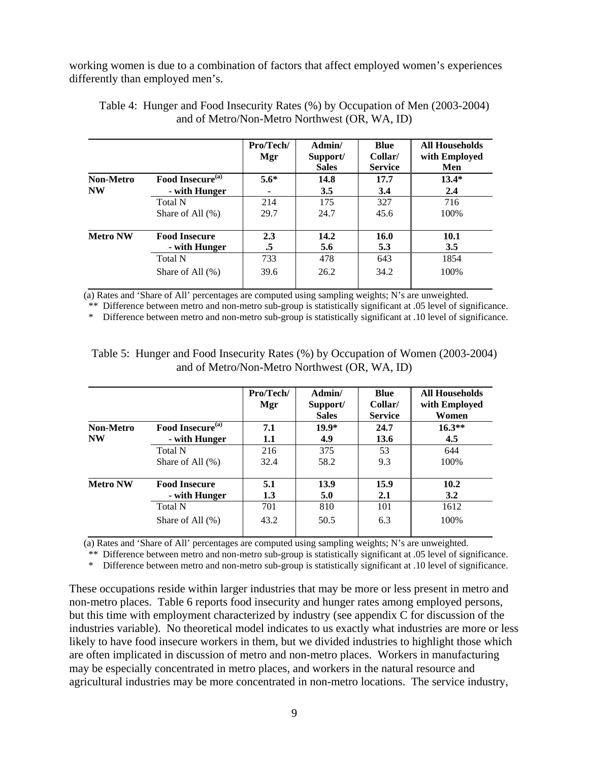working women is due to a combination of factors that affect employed women's experiences differently than employed men's.

Table 4: Hunger and Food Insecurity Rates (%) by Occupation of Men (2003-2004) and of Metro/Non-Metro Northwest (OR, WA, ID)

| | | Pro/Tech/ Mgr | Admin/ Support/ Sales | Blue Collar/ Service | All Households with Employed Men |
|---|---|---|---|---|---|
| **Non-Metro NW** | **Food Insecure[(a)]** | **5.6*** | **14.8** | **17.7** | **13.4*** |
| | **- with Hunger** | **-** | **3.5** | **3.4** | **2.4** |
| | Total N | 214 | 175 | 327 | 716 |
| | Share of All (%) | 29.7 | 24.7 | 45.6 | 100% |
| **Metro NW** | **Food Insecure** | **2.3** | **14.2** | **16.0** | **10.1** |
| | **- with Hunger** | **.5** | **5.6** | **5.3** | **3.5** |
| | Total N | 733 | 478 | 643 | 1854 |
| | Share of All (%) | 39.6 | 26.2 | 34.2 | 100% |

(a) Rates and 'Share of All' percentages are computed using sampling weights; N's are unweighted.
** Difference between metro and non-metro sub-group is statistically significant at .05 level of significance.
* Difference between metro and non-metro sub-group is statistically significant at .10 level of significance.

Table 5: Hunger and Food Insecurity Rates (%) by Occupation of Women (2003-2004) and of Metro/Non-Metro Northwest (OR, WA, ID)

| | | Pro/Tech/ Mgr | Admin/ Support/ Sales | Blue Collar/ Service | All Households with Employed Women |
|---|---|---|---|---|---|
| **Non-Metro NW** | **Food Insecure[(a)]** | **7.1** | **19.9*** | **24.7** | **16.3**** |
| | **- with Hunger** | **1.1** | **4.9** | **13.6** | **4.5** |
| | Total N | 216 | 375 | 53 | 644 |
| | Share of All (%) | 32.4 | 58.2 | 9.3 | 100% |
| **Metro NW** | **Food Insecure** | **5.1** | **13.9** | **15.9** | **10.2** |
| | **- with Hunger** | **1.3** | **5.0** | **2.1** | **3.2** |
| | Total N | 701 | 810 | 101 | 1612 |
| | Share of All (%) | 43.2 | 50.5 | 6.3 | 100% |

(a) Rates and 'Share of All' percentages are computed using sampling weights; N's are unweighted.
** Difference between metro and non-metro sub-group is statistically significant at .05 level of significance.
* Difference between metro and non-metro sub-group is statistically significant at .10 level of significance.

These occupations reside within larger industries that may be more or less present in metro and non-metro places. Table 6 reports food insecurity and hunger rates among employed persons, but this time with employment characterized by industry (see appendix C for discussion of the industries variable). No theoretical model indicates to us exactly what industries are more or less likely to have food insecure workers in them, but we divided industries to highlight those which are often implicated in discussion of metro and non-metro places. Workers in manufacturing may be especially concentrated in metro places, and workers in the natural resource and agricultural industries may be more concentrated in non-metro locations. The service industry,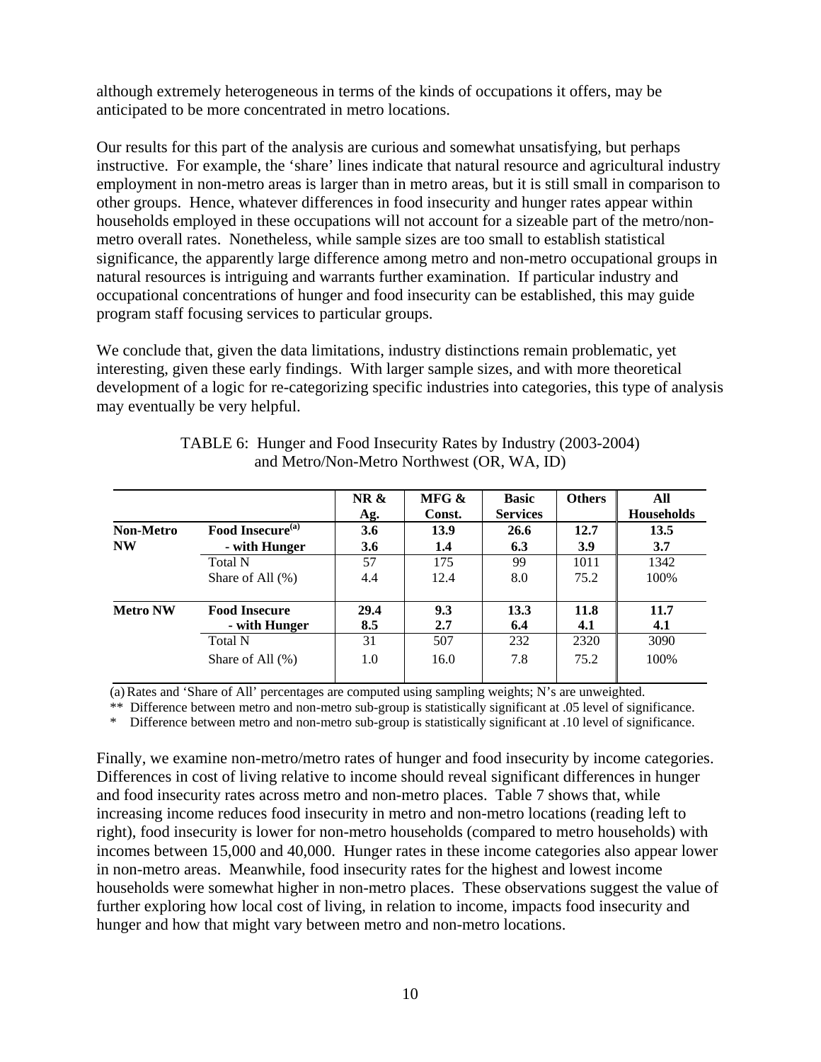although extremely heterogeneous in terms of the kinds of occupations it offers, may be anticipated to be more concentrated in metro locations.

Our results for this part of the analysis are curious and somewhat unsatisfying, but perhaps instructive. For example, the 'share' lines indicate that natural resource and agricultural industry employment in non-metro areas is larger than in metro areas, but it is still small in comparison to other groups. Hence, whatever differences in food insecurity and hunger rates appear within households employed in these occupations will not account for a sizeable part of the metro/non-metro overall rates. Nonetheless, while sample sizes are too small to establish statistical significance, the apparently large difference among metro and non-metro occupational groups in natural resources is intriguing and warrants further examination. If particular industry and occupational concentrations of hunger and food insecurity can be established, this may guide program staff focusing services to particular groups.

We conclude that, given the data limitations, industry distinctions remain problematic, yet interesting, given these early findings. With larger sample sizes, and with more theoretical development of a logic for re-categorizing specific industries into categories, this type of analysis may eventually be very helpful.

TABLE 6: Hunger and Food Insecurity Rates by Industry (2003-2004) and Metro/Non-Metro Northwest (OR, WA, ID)

| | | NR & Ag. | MFG & Const. | Basic Services | Others | All Households |
|---|---|---|---|---|---|---|
| **Non-Metro NW** | **Food Insecure[(a)]** | **3.6** | **13.9** | **26.6** | **12.7** | **13.5** |
| | **- with Hunger** | **3.6** | **1.4** | **6.3** | **3.9** | **3.7** |
| | Total N | 57 | 175 | 99 | 1011 | 1342 |
| | Share of All (%) | 4.4 | 12.4 | 8.0 | 75.2 | 100% |
| **Metro NW** | **Food Insecure** | **29.4** | **9.3** | **13.3** | **11.8** | **11.7** |
| | **- with Hunger** | **8.5** | **2.7** | **6.4** | **4.1** | **4.1** |
| | Total N | 31 | 507 | 232 | 2320 | 3090 |
| | Share of All (%) | 1.0 | 16.0 | 7.8 | 75.2 | 100% |

(a) Rates and 'Share of All' percentages are computed using sampling weights; N's are unweighted.

** Difference between metro and non-metro sub-group is statistically significant at .05 level of significance.

* Difference between metro and non-metro sub-group is statistically significant at .10 level of significance.

Finally, we examine non-metro/metro rates of hunger and food insecurity by income categories. Differences in cost of living relative to income should reveal significant differences in hunger and food insecurity rates across metro and non-metro places. Table 7 shows that, while increasing income reduces food insecurity in metro and non-metro locations (reading left to right), food insecurity is lower for non-metro households (compared to metro households) with incomes between 15,000 and 40,000. Hunger rates in these income categories also appear lower in non-metro areas. Meanwhile, food insecurity rates for the highest and lowest income households were somewhat higher in non-metro places. These observations suggest the value of further exploring how local cost of living, in relation to income, impacts food insecurity and hunger and how that might vary between metro and non-metro locations.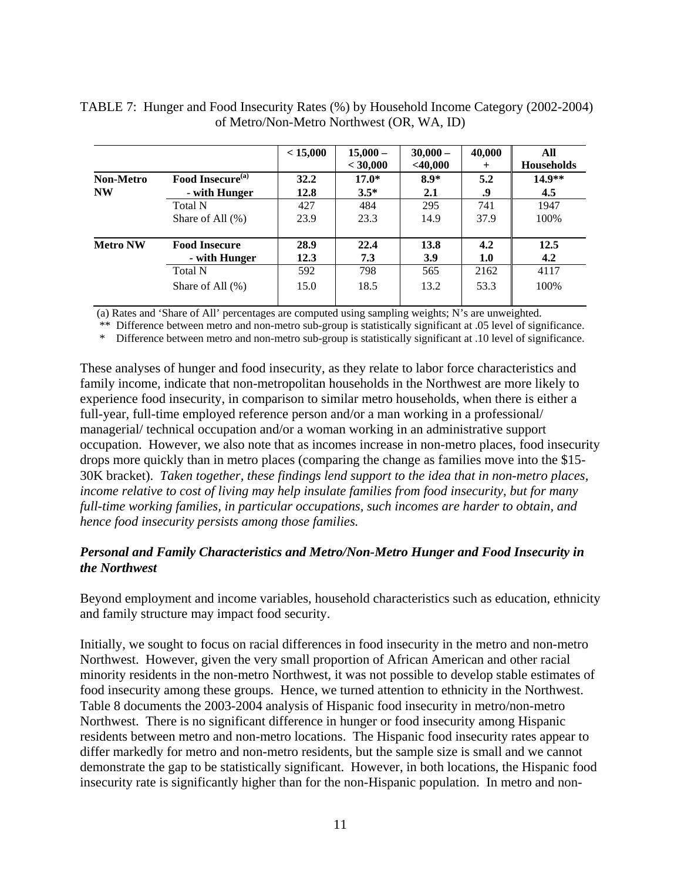TABLE 7: Hunger and Food Insecurity Rates (%) by Household Income Category (2002-2004) of Metro/Non-Metro Northwest (OR, WA, ID)

| | | < 15,000 | 15,000 – < 30,000 | 30,000 – <40,000 | 40,000 + | All Households |
|---|---|---|---|---|---|---|
| **Non-Metro NW** | **Food Insecure[(a)]** | **32.2** | **17.0*** | **8.9*** | **5.2** | **14.9**** |
| | **- with Hunger** | **12.8** | **3.5*** | **2.1** | **.9** | **4.5** |
| | Total N | 427 | 484 | 295 | 741 | 1947 |
| | Share of All (%) | 23.9 | 23.3 | 14.9 | 37.9 | 100% |
| **Metro NW** | **Food Insecure** | **28.9** | **22.4** | **13.8** | **4.2** | **12.5** |
| | **- with Hunger** | **12.3** | **7.3** | **3.9** | **1.0** | **4.2** |
| | Total N | 592 | 798 | 565 | 2162 | 4117 |
| | Share of All (%) | 15.0 | 18.5 | 13.2 | 53.3 | 100% |

(a) Rates and 'Share of All' percentages are computed using sampling weights; N's are unweighted.
** Difference between metro and non-metro sub-group is statistically significant at .05 level of significance.
* Difference between metro and non-metro sub-group is statistically significant at .10 level of significance.

These analyses of hunger and food insecurity, as they relate to labor force characteristics and family income, indicate that non-metropolitan households in the Northwest are more likely to experience food insecurity, in comparison to similar metro households, when there is either a full-year, full-time employed reference person and/or a man working in a professional/ managerial/ technical occupation and/or a woman working in an administrative support occupation. However, we also note that as incomes increase in non-metro places, food insecurity drops more quickly than in metro places (comparing the change as families move into the $15-30K bracket). *Taken together, these findings lend support to the idea that in non-metro places, income relative to cost of living may help insulate families from food insecurity, but for many full-time working families, in particular occupations, such incomes are harder to obtain, and hence food insecurity persists among those families.*

### *Personal and Family Characteristics and Metro/Non-Metro Hunger and Food Insecurity in the Northwest*

Beyond employment and income variables, household characteristics such as education, ethnicity and family structure may impact food security.

Initially, we sought to focus on racial differences in food insecurity in the metro and non-metro Northwest. However, given the very small proportion of African American and other racial minority residents in the non-metro Northwest, it was not possible to develop stable estimates of food insecurity among these groups. Hence, we turned attention to ethnicity in the Northwest. Table 8 documents the 2003-2004 analysis of Hispanic food insecurity in metro/non-metro Northwest. There is no significant difference in hunger or food insecurity among Hispanic residents between metro and non-metro locations. The Hispanic food insecurity rates appear to differ markedly for metro and non-metro residents, but the sample size is small and we cannot demonstrate the gap to be statistically significant. However, in both locations, the Hispanic food insecurity rate is significantly higher than for the non-Hispanic population. In metro and non-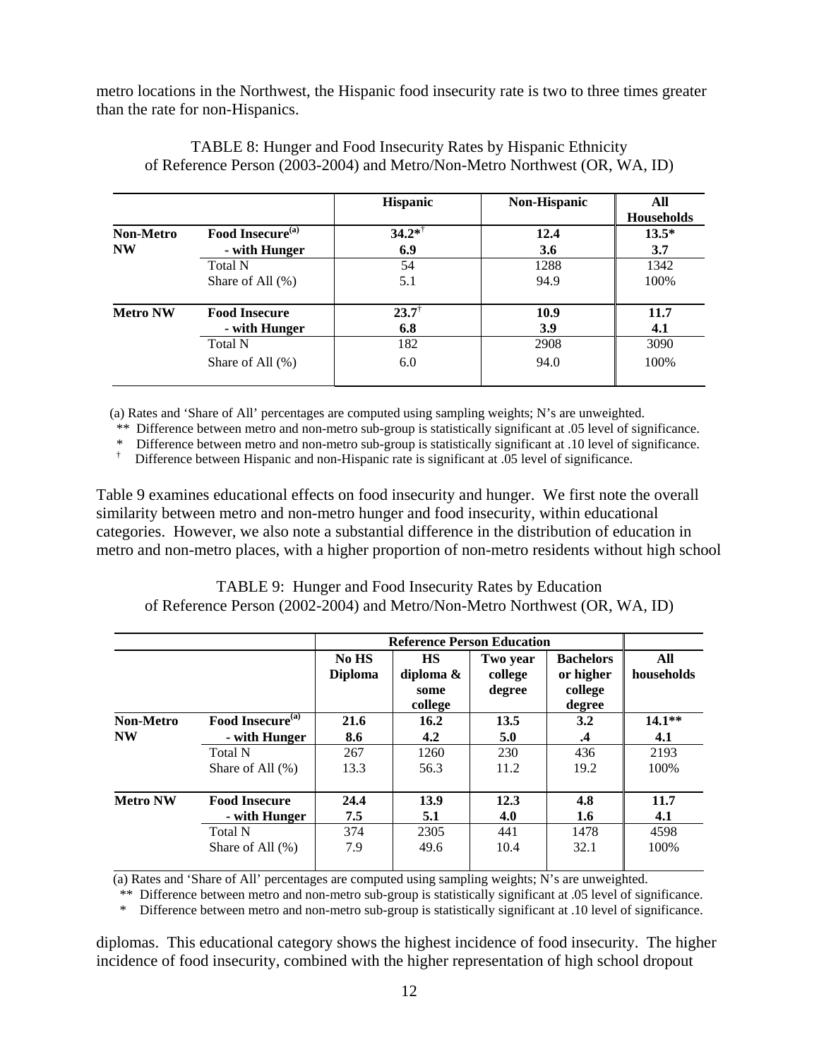metro locations in the Northwest, the Hispanic food insecurity rate is two to three times greater than the rate for non-Hispanics.

TABLE 8: Hunger and Food Insecurity Rates by Hispanic Ethnicity of Reference Person (2003-2004) and Metro/Non-Metro Northwest (OR, WA, ID)

| | | Hispanic | Non-Hispanic | All Households |
|---|---|---|---|---|
| **Non-Metro NW** | **Food Insecure[(a)]** | **34.2*[†]** | **12.4** | **13.5*** |
| | **- with Hunger** | **6.9** | **3.6** | **3.7** |
| | Total N | 54 | 1288 | 1342 |
| | Share of All (%) | 5.1 | 94.9 | 100% |
| **Metro NW** | **Food Insecure** | **23.7[†]** | **10.9** | **11.7** |
| | **- with Hunger** | **6.8** | **3.9** | **4.1** |
| | Total N | 182 | 2908 | 3090 |
| | Share of All (%) | 6.0 | 94.0 | 100% |

(a) Rates and 'Share of All' percentages are computed using sampling weights; N's are unweighted.
** Difference between metro and non-metro sub-group is statistically significant at .05 level of significance.
\* Difference between metro and non-metro sub-group is statistically significant at .10 level of significance.
† Difference between Hispanic and non-Hispanic rate is significant at .05 level of significance.

Table 9 examines educational effects on food insecurity and hunger. We first note the overall similarity between metro and non-metro hunger and food insecurity, within educational categories. However, we also note a substantial difference in the distribution of education in metro and non-metro places, with a higher proportion of non-metro residents without high school diplomas. This educational category shows the highest incidence of food insecurity. The higher incidence of food insecurity, combined with the higher representation of high school dropout

TABLE 9: Hunger and Food Insecurity Rates by Education of Reference Person (2002-2004) and Metro/Non-Metro Northwest (OR, WA, ID)

| | | Reference Person Education | | | | |
|---|---|---|---|---|---|---|
| | | No HS Diploma | HS diploma & some college | Two year college degree | Bachelors or higher college degree | All households |
| **Non-Metro NW** | **Food Insecure[(a)]** | **21.6** | **16.2** | **13.5** | **3.2** | **14.1**** |
| | **- with Hunger** | **8.6** | **4.2** | **5.0** | **.4** | **4.1** |
| | Total N | 267 | 1260 | 230 | 436 | 2193 |
| | Share of All (%) | 13.3 | 56.3 | 11.2 | 19.2 | 100% |
| **Metro NW** | **Food Insecure** | **24.4** | **13.9** | **12.3** | **4.8** | **11.7** |
| | **- with Hunger** | **7.5** | **5.1** | **4.0** | **1.6** | **4.1** |
| | Total N | 374 | 2305 | 441 | 1478 | 4598 |
| | Share of All (%) | 7.9 | 49.6 | 10.4 | 32.1 | 100% |

(a) Rates and 'Share of All' percentages are computed using sampling weights; N's are unweighted.
** Difference between metro and non-metro sub-group is statistically significant at .05 level of significance.
\* Difference between metro and non-metro sub-group is statistically significant at .10 level of significance.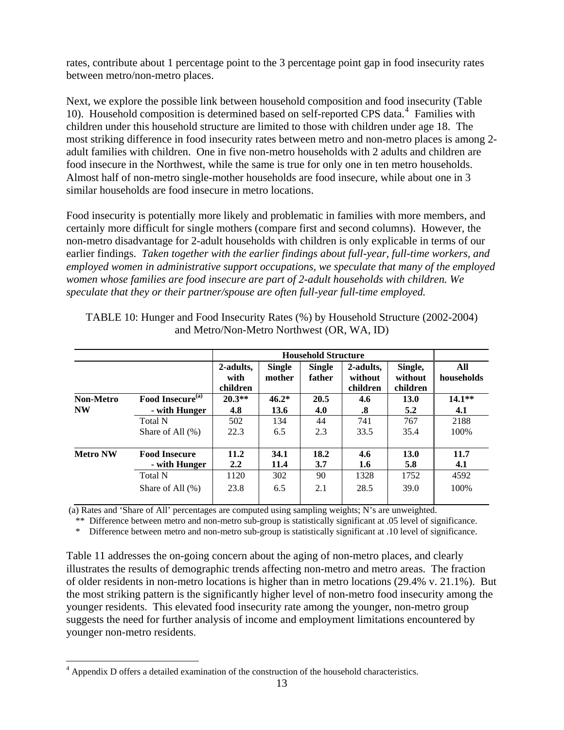rates, contribute about 1 percentage point to the 3 percentage point gap in food insecurity rates between metro/non-metro places.

Next, we explore the possible link between household composition and food insecurity (Table 10). Household composition is determined based on self-reported CPS data.[4] Families with children under this household structure are limited to those with children under age 18. The most striking difference in food insecurity rates between metro and non-metro places is among 2-adult families with children. One in five non-metro households with 2 adults and children are food insecure in the Northwest, while the same is true for only one in ten metro households. Almost half of non-metro single-mother households are food insecure, while about one in 3 similar households are food insecure in metro locations.

Food insecurity is potentially more likely and problematic in families with more members, and certainly more difficult for single mothers (compare first and second columns). However, the non-metro disadvantage for 2-adult households with children is only explicable in terms of our earlier findings. *Taken together with the earlier findings about full-year, full-time workers, and employed women in administrative support occupations, we speculate that many of the employed women whose families are food insecure are part of 2-adult households with children. We speculate that they or their partner/spouse are often full-year full-time employed.*

TABLE 10: Hunger and Food Insecurity Rates (%) by Household Structure (2002-2004) and Metro/Non-Metro Northwest (OR, WA, ID)

| | | Household Structure | | | | | |
|---|---|---|---|---|---|---|---|
| | | **2-adults, with children** | **Single mother** | **Single father** | **2-adults, without children** | **Single, without children** | **All households** |
| **Non-Metro NW** | **Food Insecure[(a)]** | **20.3\*\*** | **46.2\*** | **20.5** | **4.6** | **13.0** | **14.1\*\*** |
| | **- with Hunger** | **4.8** | **13.6** | **4.0** | **.8** | **5.2** | **4.1** |
| | Total N | 502 | 134 | 44 | 741 | 767 | 2188 |
| | Share of All (%) | 22.3 | 6.5 | 2.3 | 33.5 | 35.4 | 100% |
| **Metro NW** | **Food Insecure** | **11.2** | **34.1** | **18.2** | **4.6** | **13.0** | **11.7** |
| | **- with Hunger** | **2.2** | **11.4** | **3.7** | **1.6** | **5.8** | **4.1** |
| | Total N | 1120 | 302 | 90 | 1328 | 1752 | 4592 |
| | Share of All (%) | 23.8 | 6.5 | 2.1 | 28.5 | 39.0 | 100% |

(a) Rates and 'Share of All' percentages are computed using sampling weights; N's are unweighted.

** Difference between metro and non-metro sub-group is statistically significant at .05 level of significance.

* Difference between metro and non-metro sub-group is statistically significant at .10 level of significance.

Table 11 addresses the on-going concern about the aging of non-metro places, and clearly illustrates the results of demographic trends affecting non-metro and metro areas. The fraction of older residents in non-metro locations is higher than in metro locations (29.4% v. 21.1%). But the most striking pattern is the significantly higher level of non-metro food insecurity among the younger residents. This elevated food insecurity rate among the younger, non-metro group suggests the need for further analysis of income and employment limitations encountered by younger non-metro residents.

[4] Appendix D offers a detailed examination of the construction of the household characteristics.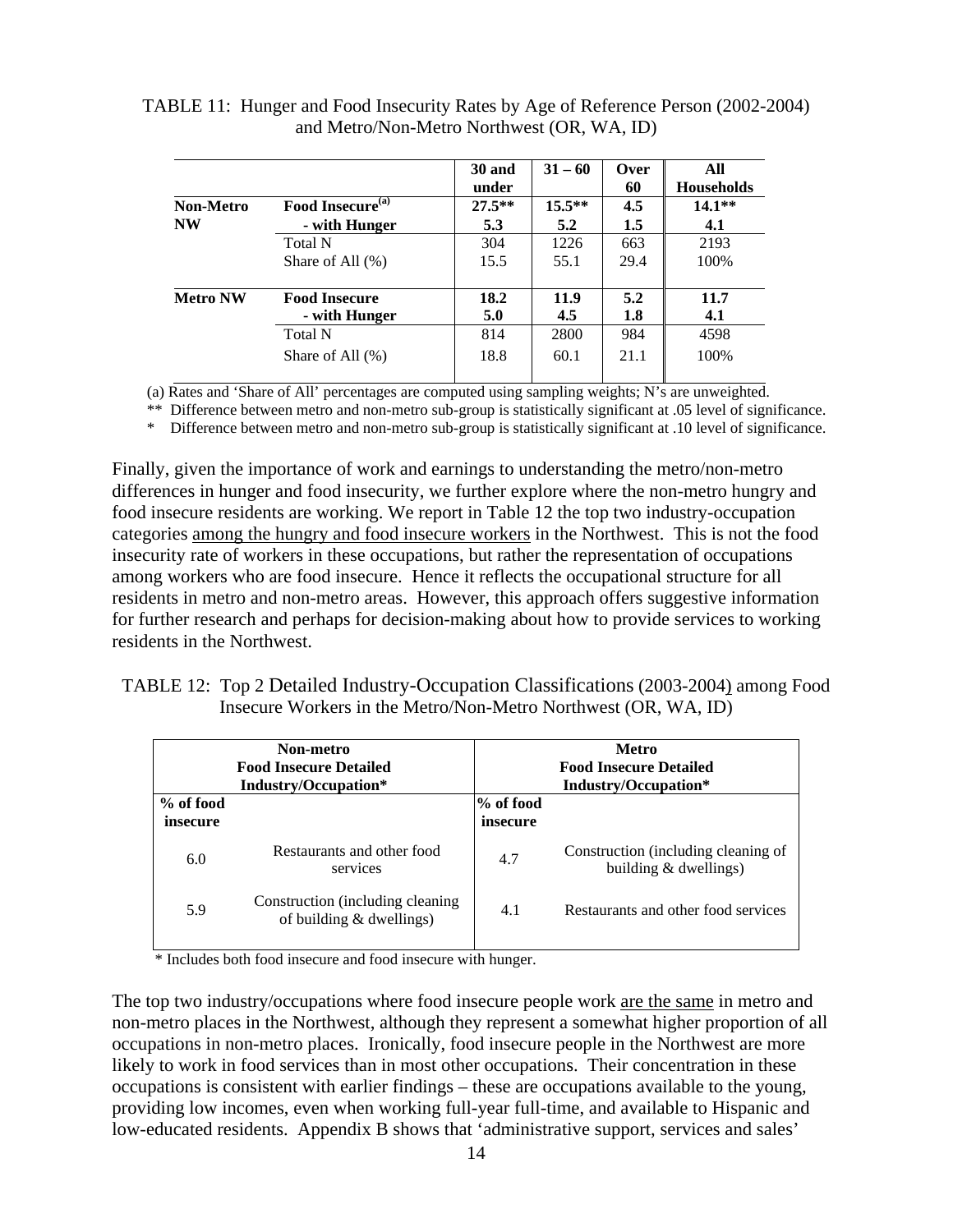TABLE 11: Hunger and Food Insecurity Rates by Age of Reference Person (2002-2004) and Metro/Non-Metro Northwest (OR, WA, ID)

| | | 30 and under | 31 – 60 | Over 60 | All Households |
|---|---|---|---|---|---|
| **Non-Metro NW** | **Food Insecure[(a)]** | **27.5**** | **15.5**** | **4.5** | **14.1**** |
| | **- with Hunger** | **5.3** | **5.2** | **1.5** | **4.1** |
| | Total N | 304 | 1226 | 663 | 2193 |
| | Share of All (%) | 15.5 | 55.1 | 29.4 | 100% |
| **Metro NW** | **Food Insecure** | **18.2** | **11.9** | **5.2** | **11.7** |
| | **- with Hunger** | **5.0** | **4.5** | **1.8** | **4.1** |
| | Total N | 814 | 2800 | 984 | 4598 |
| | Share of All (%) | 18.8 | 60.1 | 21.1 | 100% |

(a) Rates and 'Share of All' percentages are computed using sampling weights; N's are unweighted.

** Difference between metro and non-metro sub-group is statistically significant at .05 level of significance.

* Difference between metro and non-metro sub-group is statistically significant at .10 level of significance.

Finally, given the importance of work and earnings to understanding the metro/non-metro differences in hunger and food insecurity, we further explore where the non-metro hungry and food insecure residents are working. We report in Table 12 the top two industry-occupation categories among the hungry and food insecure workers in the Northwest. This is not the food insecurity rate of workers in these occupations, but rather the representation of occupations among workers who are food insecure. Hence it reflects the occupational structure for all residents in metro and non-metro areas. However, this approach offers suggestive information for further research and perhaps for decision-making about how to provide services to working residents in the Northwest.

TABLE 12: Top 2 Detailed Industry-Occupation Classifications (2003-2004) among Food Insecure Workers in the Metro/Non-Metro Northwest (OR, WA, ID)

| **Non-metro Food Insecure Detailed Industry/Occupation*** | | **Metro Food Insecure Detailed Industry/Occupation*** | |
|---|---|---|---|
| **% of food insecure** | | **% of food insecure** | |
| 6.0 | Restaurants and other food services | 4.7 | Construction (including cleaning of building & dwellings) |
| 5.9 | Construction (including cleaning of building & dwellings) | 4.1 | Restaurants and other food services |

* Includes both food insecure and food insecure with hunger.

The top two industry/occupations where food insecure people work are the same in metro and non-metro places in the Northwest, although they represent a somewhat higher proportion of all occupations in non-metro places. Ironically, food insecure people in the Northwest are more likely to work in food services than in most other occupations. Their concentration in these occupations is consistent with earlier findings – these are occupations available to the young, providing low incomes, even when working full-year full-time, and available to Hispanic and low-educated residents. Appendix B shows that 'administrative support, services and sales'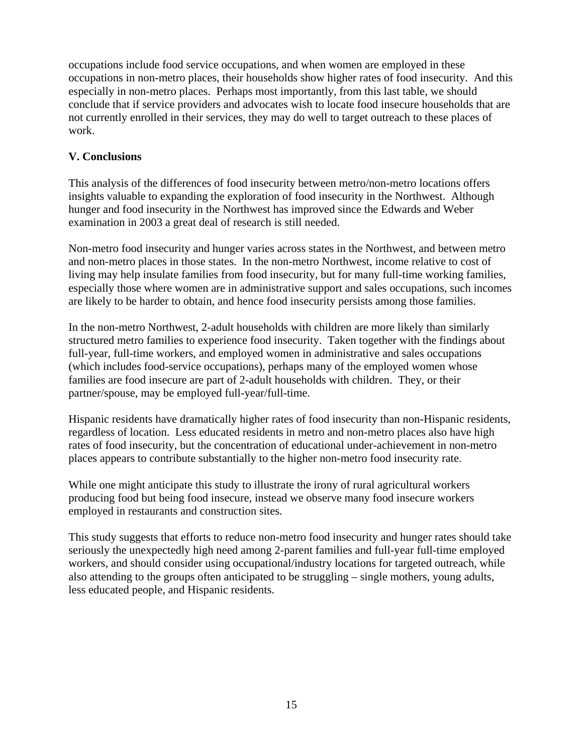occupations include food service occupations, and when women are employed in these occupations in non-metro places, their households show higher rates of food insecurity. And this especially in non-metro places. Perhaps most importantly, from this last table, we should conclude that if service providers and advocates wish to locate food insecure households that are not currently enrolled in their services, they may do well to target outreach to these places of work.

## V. Conclusions

This analysis of the differences of food insecurity between metro/non-metro locations offers insights valuable to expanding the exploration of food insecurity in the Northwest. Although hunger and food insecurity in the Northwest has improved since the Edwards and Weber examination in 2003 a great deal of research is still needed.

Non-metro food insecurity and hunger varies across states in the Northwest, and between metro and non-metro places in those states. In the non-metro Northwest, income relative to cost of living may help insulate families from food insecurity, but for many full-time working families, especially those where women are in administrative support and sales occupations, such incomes are likely to be harder to obtain, and hence food insecurity persists among those families.

In the non-metro Northwest, 2-adult households with children are more likely than similarly structured metro families to experience food insecurity. Taken together with the findings about full-year, full-time workers, and employed women in administrative and sales occupations (which includes food-service occupations), perhaps many of the employed women whose families are food insecure are part of 2-adult households with children. They, or their partner/spouse, may be employed full-year/full-time.

Hispanic residents have dramatically higher rates of food insecurity than non-Hispanic residents, regardless of location. Less educated residents in metro and non-metro places also have high rates of food insecurity, but the concentration of educational under-achievement in non-metro places appears to contribute substantially to the higher non-metro food insecurity rate.

While one might anticipate this study to illustrate the irony of rural agricultural workers producing food but being food insecure, instead we observe many food insecure workers employed in restaurants and construction sites.

This study suggests that efforts to reduce non-metro food insecurity and hunger rates should take seriously the unexpectedly high need among 2-parent families and full-year full-time employed workers, and should consider using occupational/industry locations for targeted outreach, while also attending to the groups often anticipated to be struggling – single mothers, young adults, less educated people, and Hispanic residents.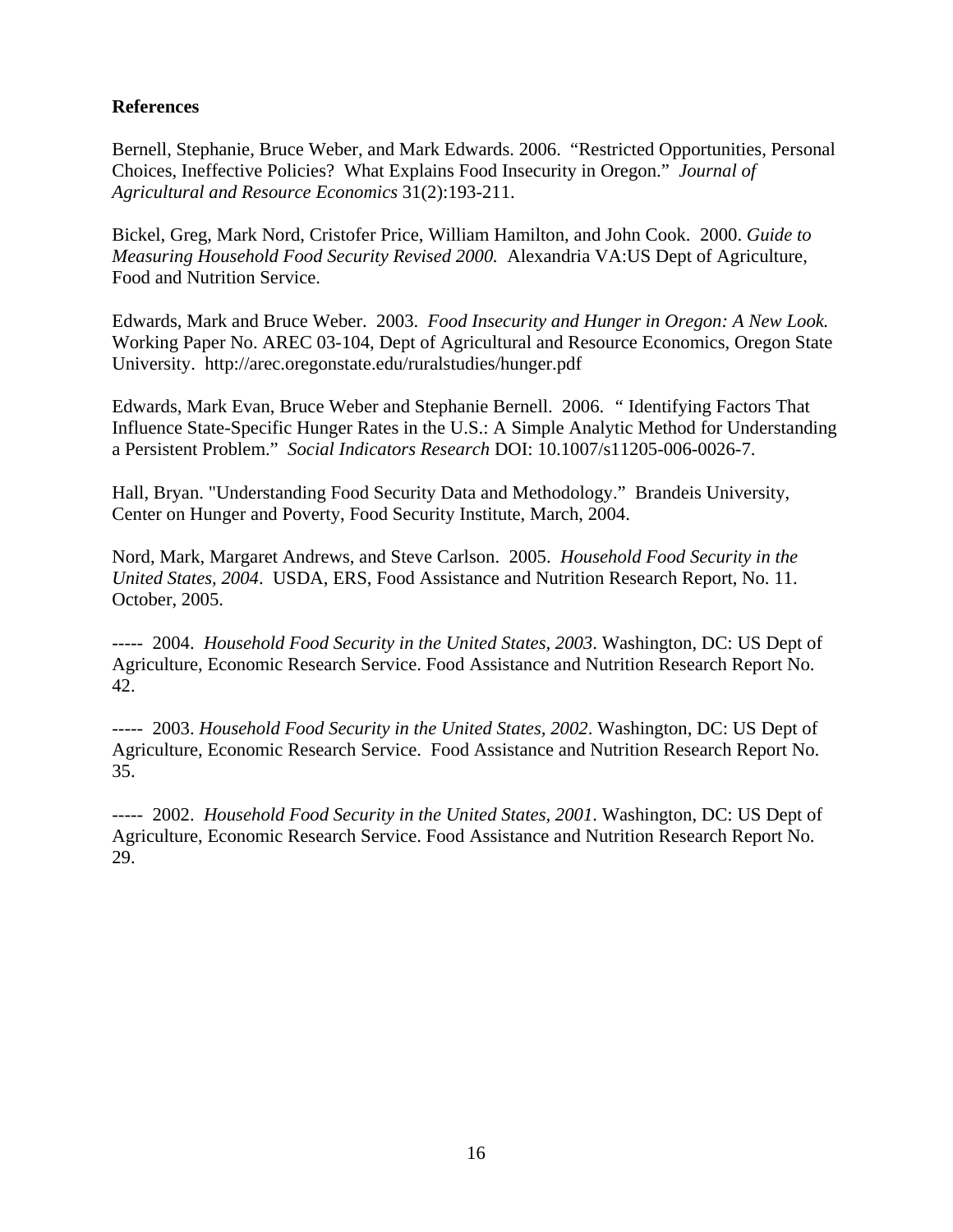**References**

Bernell, Stephanie, Bruce Weber, and Mark Edwards. 2006. "Restricted Opportunities, Personal Choices, Ineffective Policies? What Explains Food Insecurity in Oregon." *Journal of Agricultural and Resource Economics* 31(2):193-211.

Bickel, Greg, Mark Nord, Cristofer Price, William Hamilton, and John Cook. 2000. *Guide to Measuring Household Food Security Revised 2000.* Alexandria VA:US Dept of Agriculture, Food and Nutrition Service.

Edwards, Mark and Bruce Weber. 2003. *Food Insecurity and Hunger in Oregon: A New Look.* Working Paper No. AREC 03-104, Dept of Agricultural and Resource Economics, Oregon State University. http://arec.oregonstate.edu/ruralstudies/hunger.pdf

Edwards, Mark Evan, Bruce Weber and Stephanie Bernell. 2006. " Identifying Factors That Influence State-Specific Hunger Rates in the U.S.: A Simple Analytic Method for Understanding a Persistent Problem." *Social Indicators Research* DOI: 10.1007/s11205-006-0026-7.

Hall, Bryan. "Understanding Food Security Data and Methodology." Brandeis University, Center on Hunger and Poverty, Food Security Institute, March, 2004.

Nord, Mark, Margaret Andrews, and Steve Carlson. 2005. *Household Food Security in the United States, 2004*. USDA, ERS, Food Assistance and Nutrition Research Report, No. 11. October, 2005.

----- 2004. *Household Food Security in the United States, 2003*. Washington, DC: US Dept of Agriculture, Economic Research Service. Food Assistance and Nutrition Research Report No. 42.

----- 2003. *Household Food Security in the United States, 2002*. Washington, DC: US Dept of Agriculture, Economic Research Service. Food Assistance and Nutrition Research Report No. 35.

----- 2002. *Household Food Security in the United States, 2001*. Washington, DC: US Dept of Agriculture, Economic Research Service. Food Assistance and Nutrition Research Report No. 29.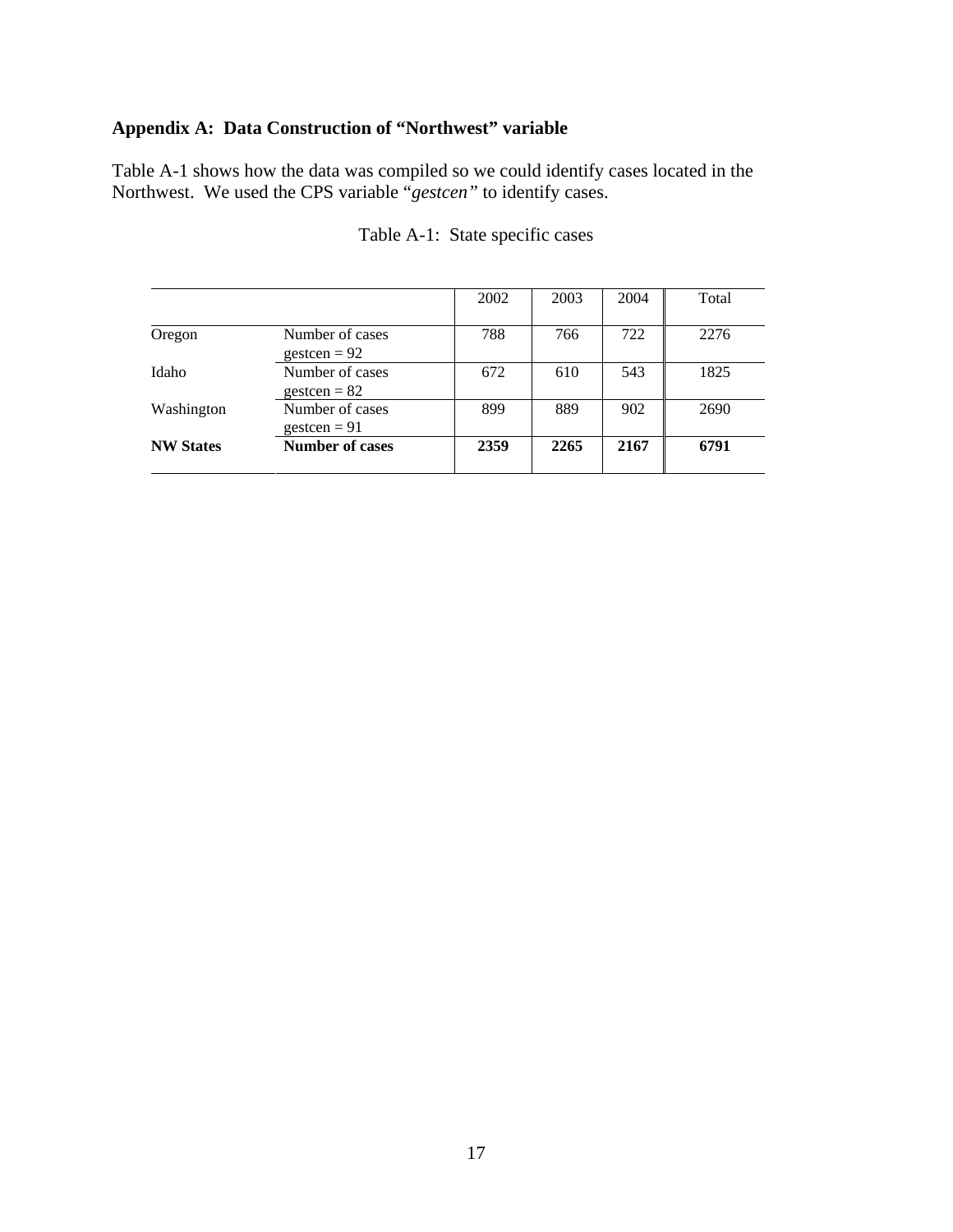### Appendix A: Data Construction of "Northwest" variable

Table A-1 shows how the data was compiled so we could identify cases located in the Northwest. We used the CPS variable "*gestcen*" to identify cases.

Table A-1: State specific cases

| | | 2002 | 2003 | 2004 | Total |
|---|---|---|---|---|---|
| Oregon | Number of cases gestcen = 92 | 788 | 766 | 722 | 2276 |
| Idaho | Number of cases gestcen = 82 | 672 | 610 | 543 | 1825 |
| Washington | Number of cases gestcen = 91 | 899 | 889 | 902 | 2690 |
| **NW States** | **Number of cases** | **2359** | **2265** | **2167** | **6791** |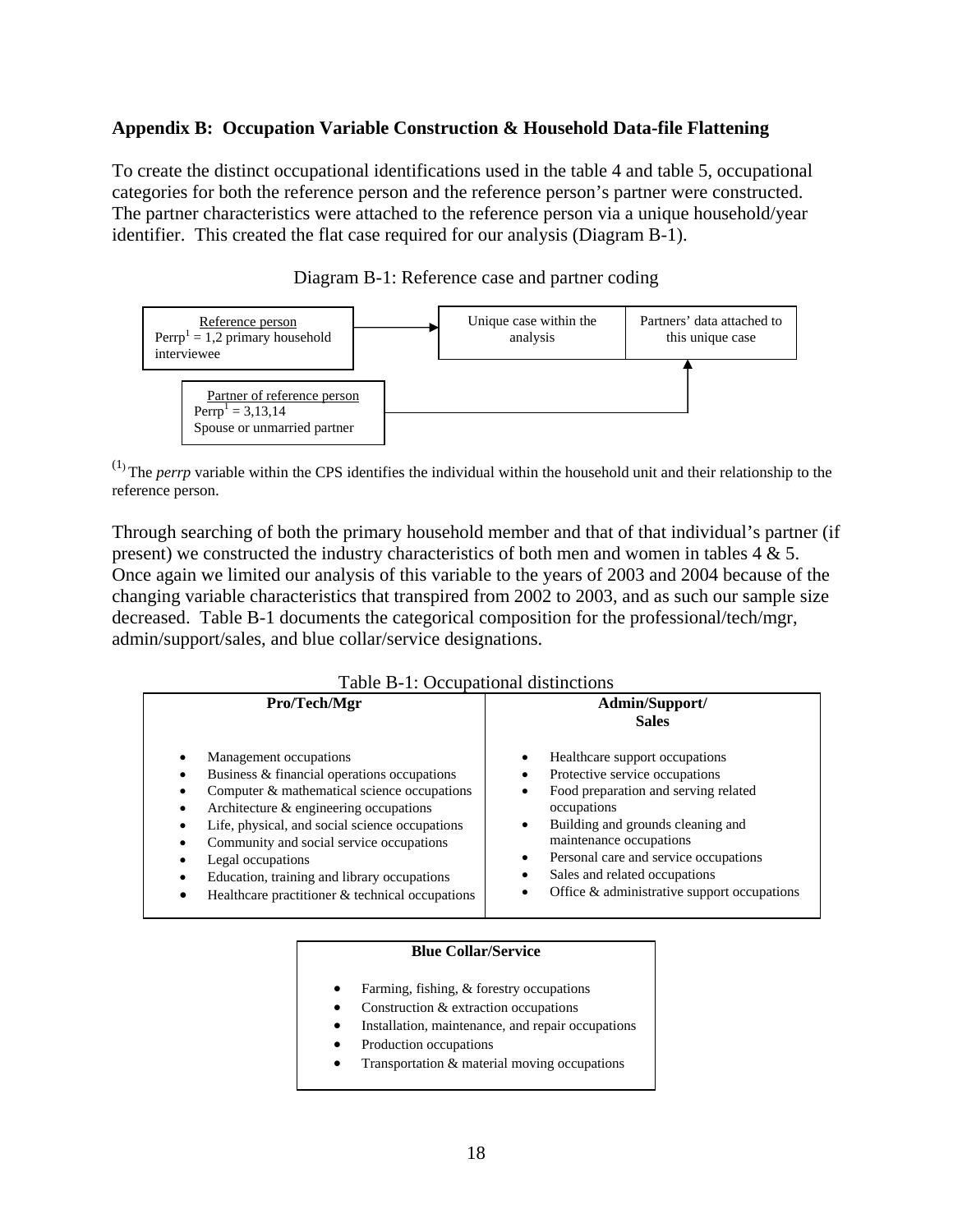## Appendix B: Occupation Variable Construction & Household Data-file Flattening

To create the distinct occupational identifications used in the table 4 and table 5, occupational categories for both the reference person and the reference person's partner were constructed. The partner characteristics were attached to the reference person via a unique household/year identifier. This created the flat case required for our analysis (Diagram B-1).

Diagram B-1: Reference case and partner coding

| Reference person<br>Perrp[1] = 1,2 primary household interviewee | → | Unique case within the analysis | Partners' data attached to this unique case |
|---|---|---|---|
| Partner of reference person<br>Perrp[1] = 3,13,14<br>Spouse or unmarried partner | → | | ↑ |

(1) The *perrp* variable within the CPS identifies the individual within the household unit and their relationship to the reference person.

Through searching of both the primary household member and that of that individual's partner (if present) we constructed the industry characteristics of both men and women in tables 4 & 5. Once again we limited our analysis of this variable to the years of 2003 and 2004 because of the changing variable characteristics that transpired from 2002 to 2003, and as such our sample size decreased. Table B-1 documents the categorical composition for the professional/tech/mgr, admin/support/sales, and blue collar/service designations.

Table B-1: Occupational distinctions

| Pro/Tech/Mgr | Admin/Support/ Sales |
|---|---|
| • Management occupations<br>• Business & financial operations occupations<br>• Computer & mathematical science occupations<br>• Architecture & engineering occupations<br>• Life, physical, and social science occupations<br>• Community and social service occupations<br>• Legal occupations<br>• Education, training and library occupations<br>• Healthcare practitioner & technical occupations | • Healthcare support occupations<br>• Protective service occupations<br>• Food preparation and serving related occupations<br>• Building and grounds cleaning and maintenance occupations<br>• Personal care and service occupations<br>• Sales and related occupations<br>• Office & administrative support occupations |

| Blue Collar/Service |
|---|
| • Farming, fishing, & forestry occupations<br>• Construction & extraction occupations<br>• Installation, maintenance, and repair occupations<br>• Production occupations<br>• Transportation & material moving occupations |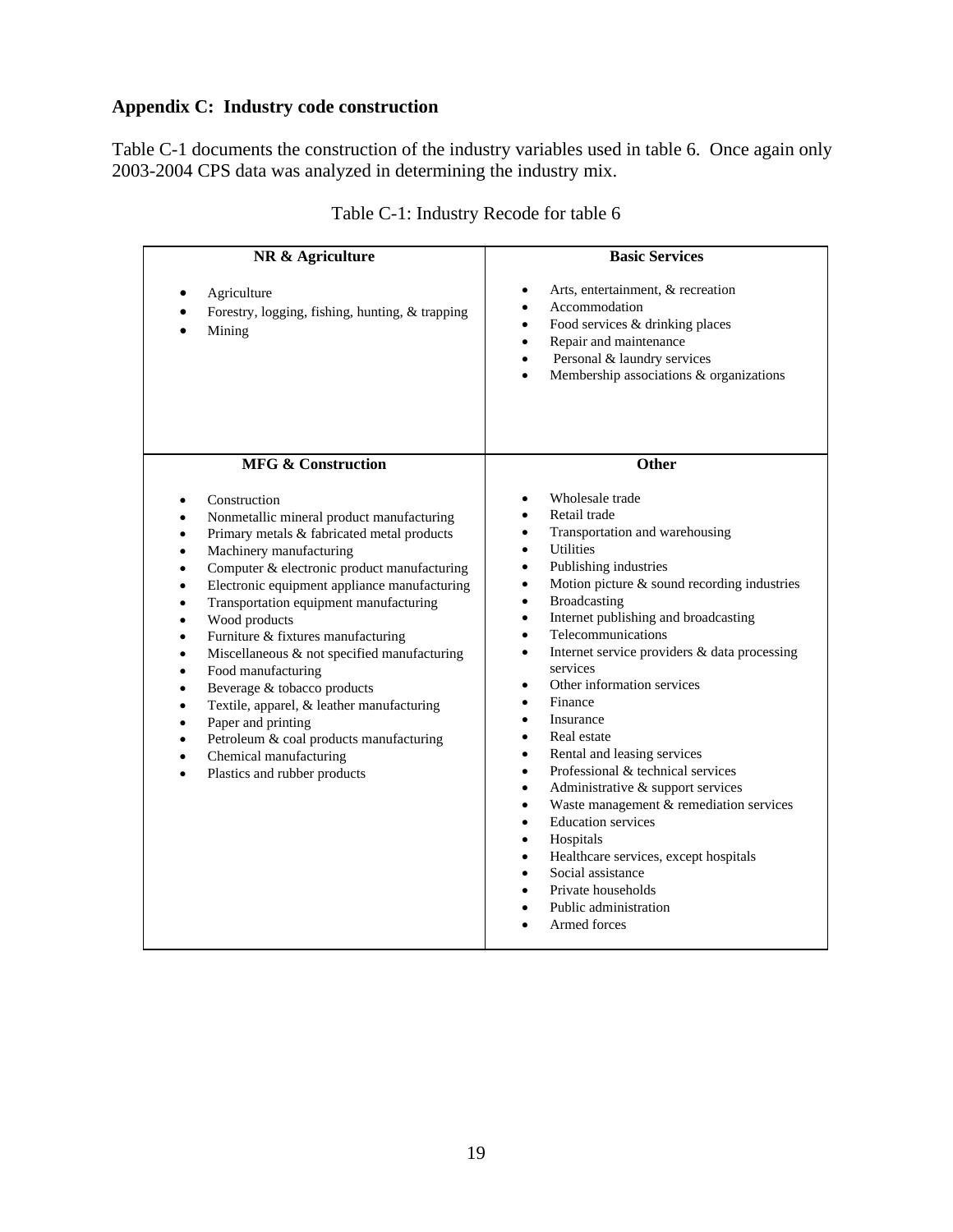## Appendix C: Industry code construction

Table C-1 documents the construction of the industry variables used in table 6. Once again only 2003-2004 CPS data was analyzed in determining the industry mix.

Table C-1: Industry Recode for table 6

| NR & Agriculture | Basic Services |
|---|---|
| • Agriculture<br>• Forestry, logging, fishing, hunting, & trapping<br>• Mining | • Arts, entertainment, & recreation<br>• Accommodation<br>• Food services & drinking places<br>• Repair and maintenance<br>• Personal & laundry services<br>• Membership associations & organizations |
| **MFG & Construction** | **Other** |
| • Construction<br>• Nonmetallic mineral product manufacturing<br>• Primary metals & fabricated metal products<br>• Machinery manufacturing<br>• Computer & electronic product manufacturing<br>• Electronic equipment appliance manufacturing<br>• Transportation equipment manufacturing<br>• Wood products<br>• Furniture & fixtures manufacturing<br>• Miscellaneous & not specified manufacturing<br>• Food manufacturing<br>• Beverage & tobacco products<br>• Textile, apparel, & leather manufacturing<br>• Paper and printing<br>• Petroleum & coal products manufacturing<br>• Chemical manufacturing<br>• Plastics and rubber products | • Wholesale trade<br>• Retail trade<br>• Transportation and warehousing<br>• Utilities<br>• Publishing industries<br>• Motion picture & sound recording industries<br>• Broadcasting<br>• Internet publishing and broadcasting<br>• Telecommunications<br>• Internet service providers & data processing services<br>• Other information services<br>• Finance<br>• Insurance<br>• Real estate<br>• Rental and leasing services<br>• Professional & technical services<br>• Administrative & support services<br>• Waste management & remediation services<br>• Education services<br>• Hospitals<br>• Healthcare services, except hospitals<br>• Social assistance<br>• Private households<br>• Public administration<br>• Armed forces |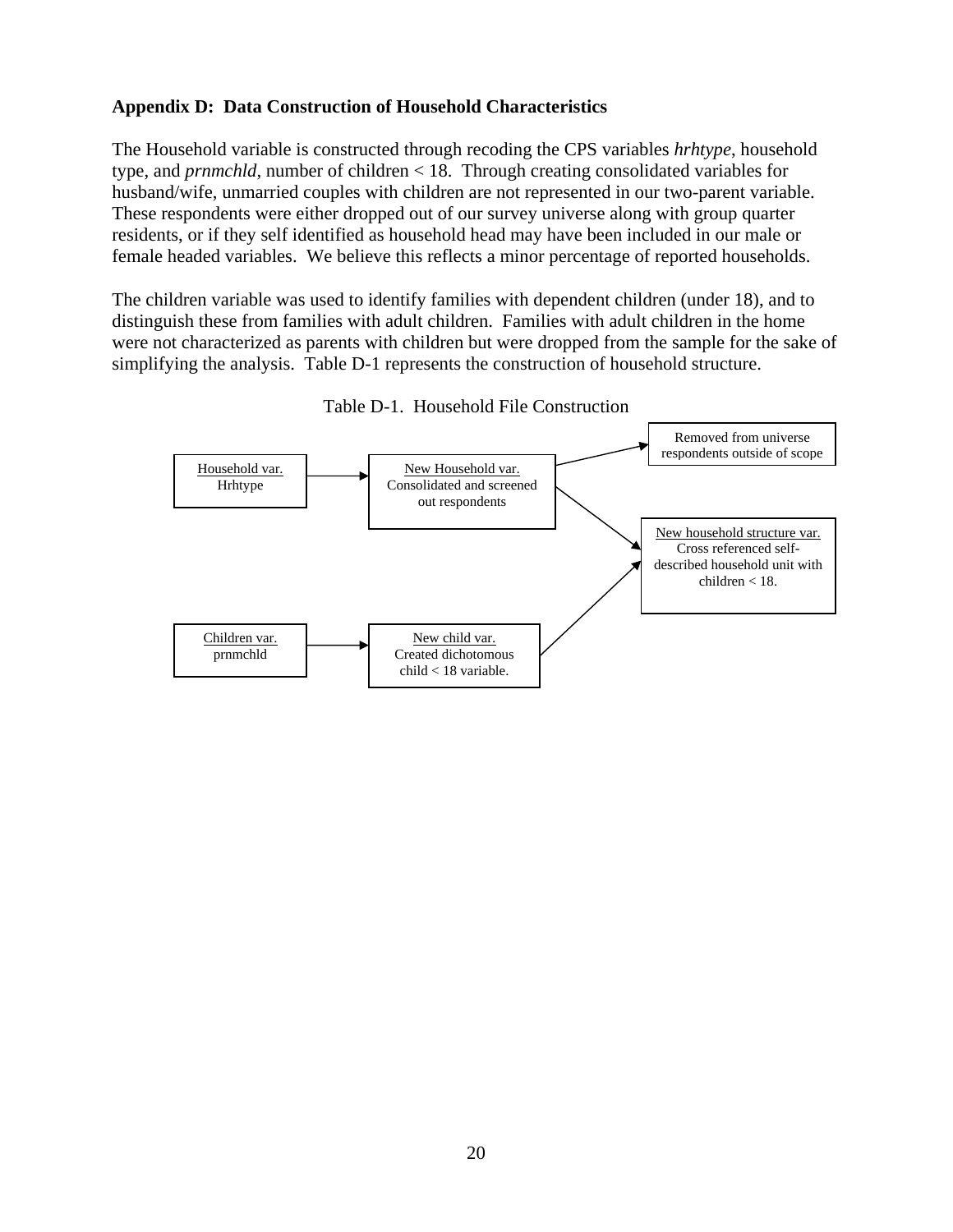**Appendix D: Data Construction of Household Characteristics**

The Household variable is constructed through recoding the CPS variables *hrhtype*, household type, and *prnmchld*, number of children < 18. Through creating consolidated variables for husband/wife, unmarried couples with children are not represented in our two-parent variable. These respondents were either dropped out of our survey universe along with group quarter residents, or if they self identified as household head may have been included in our male or female headed variables. We believe this reflects a minor percentage of reported households.

The children variable was used to identify families with dependent children (under 18), and to distinguish these from families with adult children. Families with adult children in the home were not characterized as parents with children but were dropped from the sample for the sake of simplifying the analysis. Table D-1 represents the construction of household structure.

Table D-1. Household File Construction

Household var.
Hrhtype

New Household var.
Consolidated and screened out respondents

Removed from universe respondents outside of scope

New household structure var.
Cross referenced self-described household unit with children < 18.

Children var.
prnmchld

New child var.
Created dichotomous child < 18 variable.